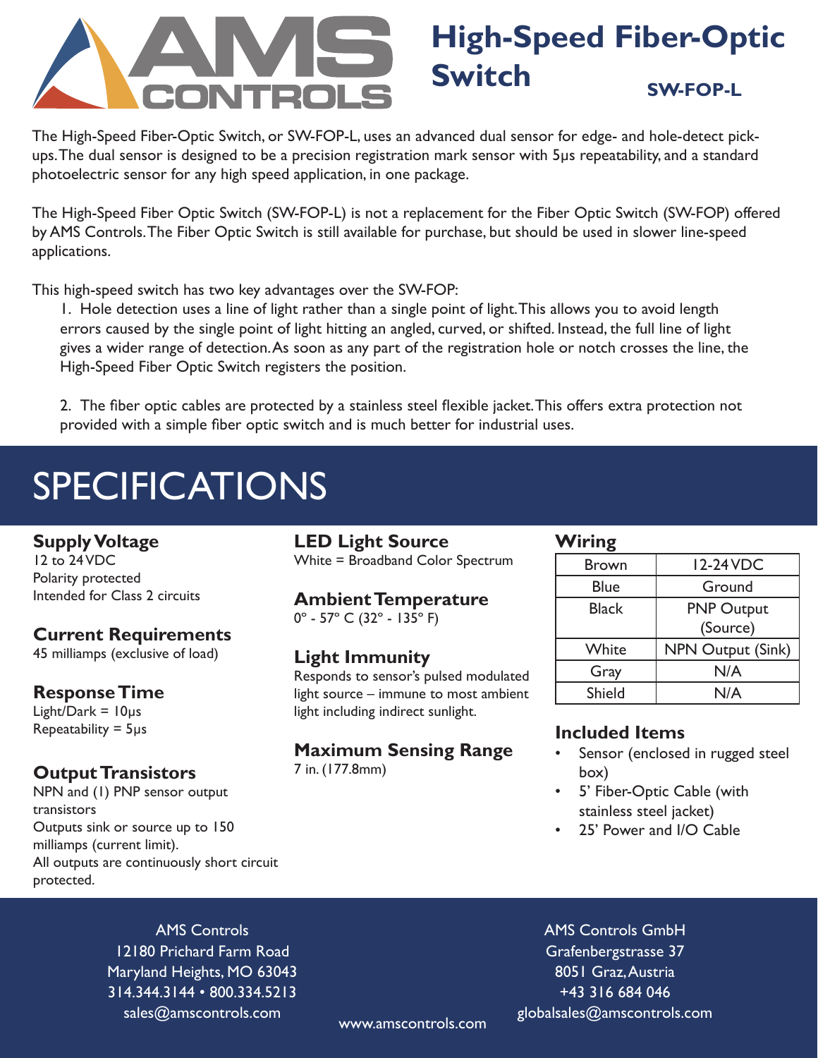# High-Speed Fiber-Optic Switch

**SW-FOP-L**

The High-Speed Fiber-Optic Switch, or SW-FOP-L, uses an advanced dual sensor for edge- and hole-detect pick-ups. The dual sensor is designed to be a precision registration mark sensor with 5μs repeatability, and a standard photoelectric sensor for any high speed application, in one package.

The High-Speed Fiber Optic Switch (SW-FOP-L) is not a replacement for the Fiber Optic Switch (SW-FOP) offered by AMS Controls. The Fiber Optic Switch is still available for purchase, but should be used in slower line-speed applications.

This high-speed switch has two key advantages over the SW-FOP:

1. Hole detection uses a line of light rather than a single point of light. This allows you to avoid length errors caused by the single point of light hitting an angled, curved, or shifted. Instead, the full line of light gives a wider range of detection. As soon as any part of the registration hole or notch crosses the line, the High-Speed Fiber Optic Switch registers the position.

2. The fiber optic cables are protected by a stainless steel flexible jacket. This offers extra protection not provided with a simple fiber optic switch and is much better for industrial uses.

# SPECIFICATIONS

### Supply Voltage
12 to 24VDC
Polarity protected
Intended for Class 2 circuits

### Current Requirements
45 milliamps (exclusive of load)

### Response Time
Light/Dark = 10μs
Repeatability = 5μs

### Output Transistors
NPN and (1) PNP sensor output transistors
Outputs sink or source up to 150 milliamps (current limit).
All outputs are continuously short circuit protected.

### LED Light Source
White = Broadband Color Spectrum

### Ambient Temperature
0° - 57° C (32° - 135° F)

### Light Immunity
Responds to sensor's pulsed modulated light source – immune to most ambient light including indirect sunlight.

### Maximum Sensing Range
7 in. (177.8mm)

### Wiring

| Brown | 12-24VDC |
|---|---|
| Blue | Ground |
| Black | PNP Output (Source) |
| White | NPN Output (Sink) |
| Gray | N/A |
| Shield | N/A |

### Included Items
- Sensor (enclosed in rugged steel box)
- 5' Fiber-Optic Cable (with stainless steel jacket)
- 25' Power and I/O Cable

AMS Controls
12180 Prichard Farm Road
Maryland Heights, MO 63043
314.344.3144 • 800.334.5213
sales@amscontrols.com

www.amscontrols.com

AMS Controls GmbH
Grafenbergstrasse 37
8051 Graz, Austria
+43 316 684 046
globalsales@amscontrols.com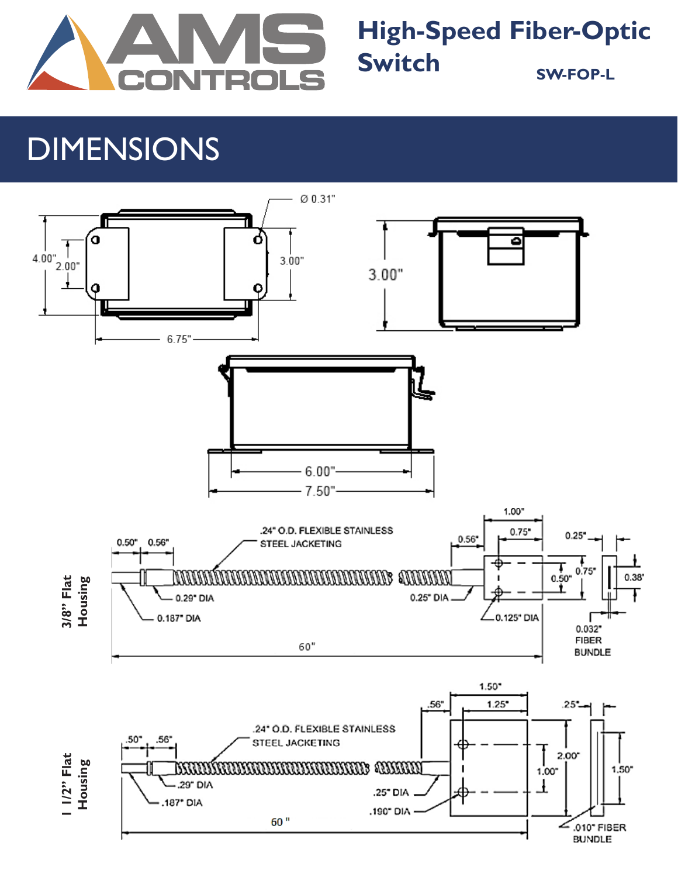# High-Speed Fiber-Optic Switch

**SW-FOP-L**

## DIMENSIONS

Ø 0.31"

4.00"

2.00"

3.00"

6.75"

3.00"

6.00"

7.50"

**3/8" Flat Housing**

.24" O.D. FLEXIBLE STAINLESS STEEL JACKETING

0.50"

0.56"

0.29" DIA

0.187" DIA

60"

1.00"

0.75"

0.56"

0.25" DIA

0.125" DIA

0.50"

0.75"

0.25"

0.38"

0.032" FIBER BUNDLE

**1 1/2" Flat Housing**

.24" O.D. FLEXIBLE STAINLESS STEEL JACKETING

.50"

.56"

.29" DIA

.187" DIA

60 "

1.50"

1.25"

.56"

.25" DIA

.190" DIA

2.00"

1.00"

.25"

1.50"

.010" FIBER BUNDLE